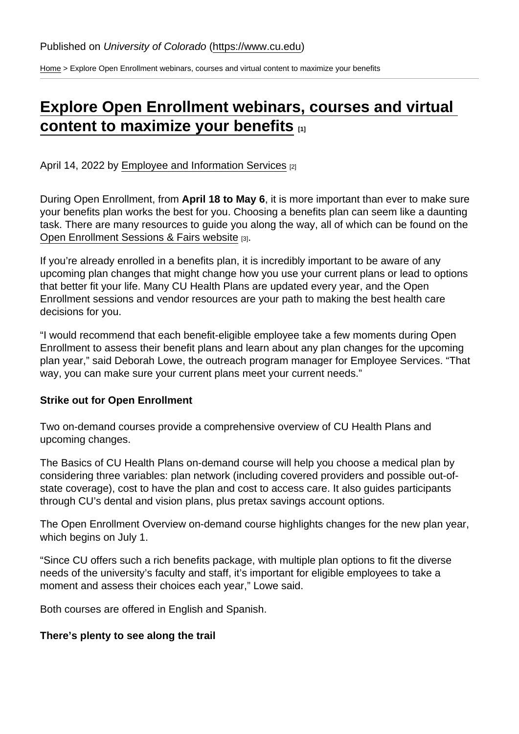Published on *University of Colorado* (https://www.cu.edu)

Home > Explore Open Enrollment webinars, courses and virtual content to maximize your benefits

# Explore Open Enrollment webinars, courses and virtual content to maximize your benefits [1]

April 14, 2022 by Employee and Information Services [2]

During Open Enrollment, from **April 18 to May 6**, it is more important than ever to make sure your benefits plan works the best for you. Choosing a benefits plan can seem like a daunting task. There are many resources to guide you along the way, all of which can be found on the Open Enrollment Sessions & Fairs website [3].

If you're already enrolled in a benefits plan, it is incredibly important to be aware of any upcoming plan changes that might change how you use your current plans or lead to options that better fit your life. Many CU Health Plans are updated every year, and the Open Enrollment sessions and vendor resources are your path to making the best health care decisions for you.

"I would recommend that each benefit-eligible employee take a few moments during Open Enrollment to assess their benefit plans and learn about any plan changes for the upcoming plan year," said Deborah Lowe, the outreach program manager for Employee Services. "That way, you can make sure your current plans meet your current needs."

**Strike out for Open Enrollment**

Two on-demand courses provide a comprehensive overview of CU Health Plans and upcoming changes.

The Basics of CU Health Plans on-demand course will help you choose a medical plan by considering three variables: plan network (including covered providers and possible out-of-state coverage), cost to have the plan and cost to access care. It also guides participants through CU's dental and vision plans, plus pretax savings account options.

The Open Enrollment Overview on-demand course highlights changes for the new plan year, which begins on July 1.

"Since CU offers such a rich benefits package, with multiple plan options to fit the diverse needs of the university's faculty and staff, it's important for eligible employees to take a moment and assess their choices each year," Lowe said.

Both courses are offered in English and Spanish.

**There's plenty to see along the trail**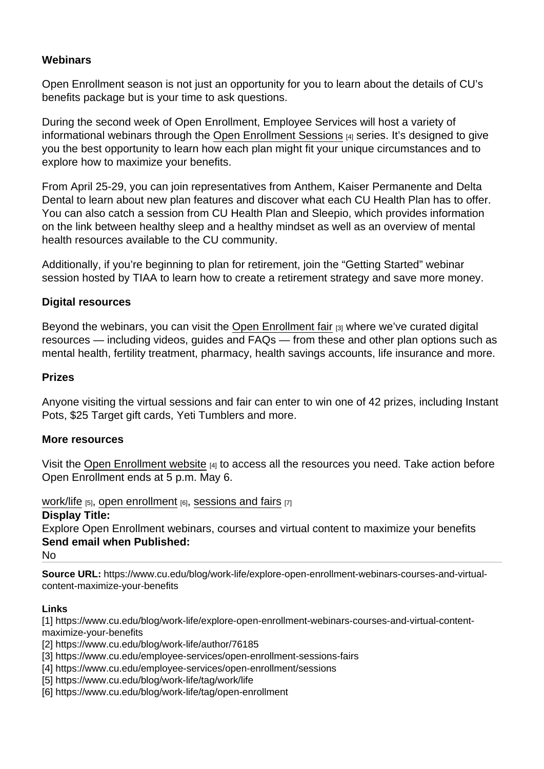**Webinars**

Open Enrollment season is not just an opportunity for you to learn about the details of CU's benefits package but is your time to ask questions.

During the second week of Open Enrollment, Employee Services will host a variety of informational webinars through the Open Enrollment Sessions [4] series. It's designed to give you the best opportunity to learn how each plan might fit your unique circumstances and to explore how to maximize your benefits.

From April 25-29, you can join representatives from Anthem, Kaiser Permanente and Delta Dental to learn about new plan features and discover what each CU Health Plan has to offer. You can also catch a session from CU Health Plan and Sleepio, which provides information on the link between healthy sleep and a healthy mindset as well as an overview of mental health resources available to the CU community.

Additionally, if you're beginning to plan for retirement, join the "Getting Started" webinar session hosted by TIAA to learn how to create a retirement strategy and save more money.

**Digital resources**

Beyond the webinars, you can visit the Open Enrollment fair [3] where we've curated digital resources — including videos, guides and FAQs — from these and other plan options such as mental health, fertility treatment, pharmacy, health savings accounts, life insurance and more.

**Prizes**

Anyone visiting the virtual sessions and fair can enter to win one of 42 prizes, including Instant Pots, $25 Target gift cards, Yeti Tumblers and more.

**More resources**

Visit the Open Enrollment website [4] to access all the resources you need. Take action before Open Enrollment ends at 5 p.m. May 6.

work/life [5], open enrollment [6], sessions and fairs [7]

**Display Title:**
Explore Open Enrollment webinars, courses and virtual content to maximize your benefits

**Send email when Published:**
No

---

**Source URL:** https://www.cu.edu/blog/work-life/explore-open-enrollment-webinars-courses-and-virtual-content-maximize-your-benefits

**Links**

[1] https://www.cu.edu/blog/work-life/explore-open-enrollment-webinars-courses-and-virtual-content-maximize-your-benefits
[2] https://www.cu.edu/blog/work-life/author/76185
[3] https://www.cu.edu/employee-services/open-enrollment-sessions-fairs
[4] https://www.cu.edu/employee-services/open-enrollment/sessions
[5] https://www.cu.edu/blog/work-life/tag/work/life
[6] https://www.cu.edu/blog/work-life/tag/open-enrollment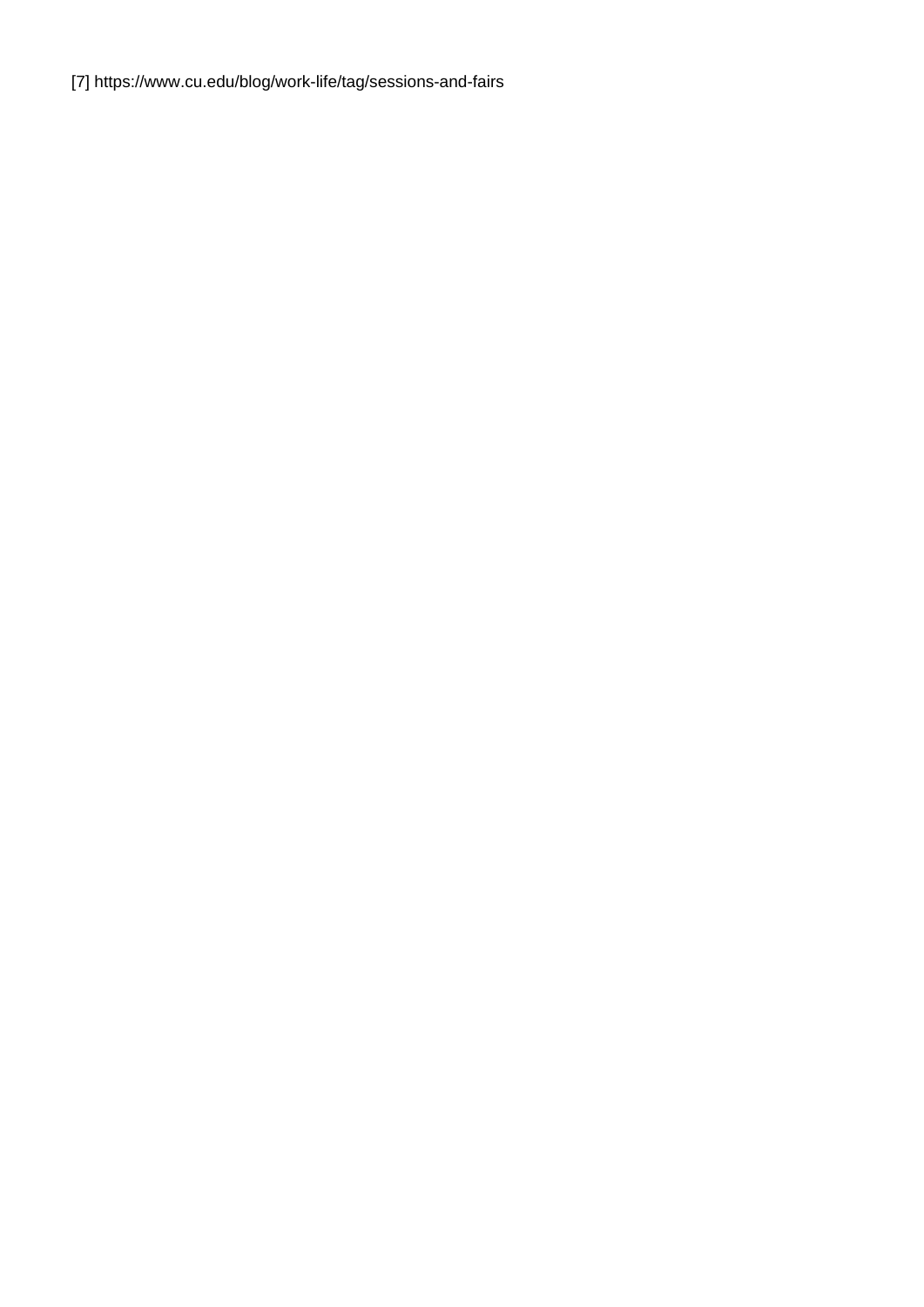[7] https://www.cu.edu/blog/work-life/tag/sessions-and-fairs